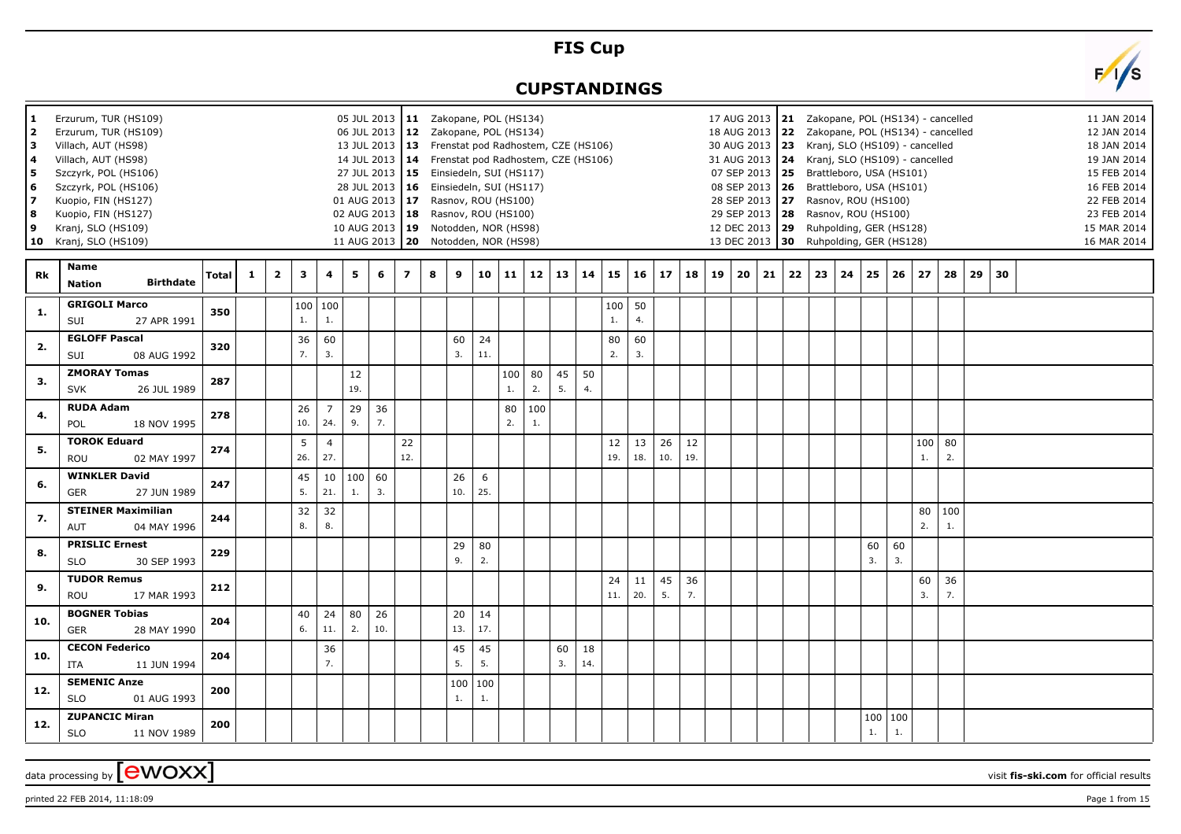# FIS Cup

## CUPSTANDINGS

| No. | Venue | Date | No. | Venue | Date | No. | Venue | Date |
|---|---|---|---|---|---|---|---|---|
| 1 | Erzurum, TUR (HS109) | 05 JUL 2013 | 11 | Zakopane, POL (HS134) | 17 AUG 2013 | 21 | Zakopane, POL (HS134) - cancelled | 11 JAN 2014 |
| 2 | Erzurum, TUR (HS109) | 06 JUL 2013 | 12 | Zakopane, POL (HS134) | 18 AUG 2013 | 22 | Zakopane, POL (HS134) - cancelled | 12 JAN 2014 |
| 3 | Villach, AUT (HS98) | 13 JUL 2013 | 13 | Frenstat pod Radhostem, CZE (HS106) | 30 AUG 2013 | 23 | Kranj, SLO (HS109) - cancelled | 18 JAN 2014 |
| 4 | Villach, AUT (HS98) | 14 JUL 2013 | 14 | Frenstat pod Radhostem, CZE (HS106) | 31 AUG 2013 | 24 | Kranj, SLO (HS109) - cancelled | 19 JAN 2014 |
| 5 | Szczyrk, POL (HS106) | 27 JUL 2013 | 15 | Einsiedeln, SUI (HS117) | 07 SEP 2013 | 25 | Brattleboro, USA (HS101) | 15 FEB 2014 |
| 6 | Szczyrk, POL (HS106) | 28 JUL 2013 | 16 | Einsiedeln, SUI (HS117) | 08 SEP 2013 | 26 | Brattleboro, USA (HS101) | 16 FEB 2014 |
| 7 | Kuopio, FIN (HS127) | 01 AUG 2013 | 17 | Rasnov, ROU (HS100) | 28 SEP 2013 | 27 | Rasnov, ROU (HS100) | 22 FEB 2014 |
| 8 | Kuopio, FIN (HS127) | 02 AUG 2013 | 18 | Rasnov, ROU (HS100) | 29 SEP 2013 | 28 | Rasnov, ROU (HS100) | 23 FEB 2014 |
| 9 | Kranj, SLO (HS109) | 10 AUG 2013 | 19 | Notodden, NOR (HS98) | 12 DEC 2013 | 29 | Ruhpolding, GER (HS128) | 15 MAR 2014 |
| 10 | Kranj, SLO (HS109) | 11 AUG 2013 | 20 | Notodden, NOR (HS98) | 13 DEC 2013 | 30 | Ruhpolding, GER (HS128) | 16 MAR 2014 |

| Rk | Name / Nation / Birthdate | Total | 1 | 2 | 3 | 4 | 5 | 6 | 7 | 8 | 9 | 10 | 11 | 12 | 13 | 14 | 15 | 16 | 17 | 18 | 19 | 20 | 21 | 22 | 23 | 24 | 25 | 26 | 27 | 28 | 29 | 30 |
|---|---|---|---|---|---|---|---|---|---|---|---|---|---|---|---|---|---|---|---|---|---|---|---|---|---|---|---|---|---|---|---|---|
| 1. | GRIGOLI Marco, SUI, 27 APR 1991 | 350 | | | 100 (1.) | 100 (1.) | | | | | | | | | | | 100 (1.) | 50 (4.) | | | | | | | | | | | | | | |
| 2. | EGLOFF Pascal, SUI, 08 AUG 1992 | 320 | | | 36 (7.) | 60 (3.) | | | | | 60 (3.) | 24 (11.) | | | | | 80 (2.) | 60 (3.) | | | | | | | | | | | | | | |
| 3. | ZMORAY Tomas, SVK, 26 JUL 1989 | 287 | | | | | 12 (19.) | | | | | | 100 (1.) | 80 (2.) | 45 (5.) | 50 (4.) | | | | | | | | | | | | | | | | |
| 4. | RUDA Adam, POL, 18 NOV 1995 | 278 | | | 26 (10.) | 7 (24.) | 29 (9.) | 36 (7.) | | | | | 80 (2.) | 100 (1.) | | | | | | | | | | | | | | | | | | |
| 5. | TOROK Eduard, ROU, 02 MAY 1997 | 274 | | | 5 (26.) | 4 (27.) | | | 22 (12.) | | | | | | | | 12 (19.) | 13 (18.) | 26 (10.) | 12 (19.) | | | | | | | | | 100 (1.) | 80 (2.) | | |
| 6. | WINKLER David, GER, 27 JUN 1989 | 247 | | | 45 (5.) | 10 (21.) | 100 (1.) | 60 (3.) | | | 26 (10.) | 6 (25.) | | | | | | | | | | | | | | | | | | | | |
| 7. | STEINER Maximilian, AUT, 04 MAY 1996 | 244 | | | 32 (8.) | 32 (8.) | | | | | | | | | | | | | | | | | | | | | | | 80 (2.) | 100 (1.) | | |
| 8. | PRISLIC Ernest, SLO, 30 SEP 1993 | 229 | | | | | | | | | 29 (9.) | 80 (2.) | | | | | | | | | | | | | | | 60 (3.) | 60 (3.) | | | | |
| 9. | TUDOR Remus, ROU, 17 MAR 1993 | 212 | | | | | | | | | | | | | | | 24 (11.) | 11 (20.) | 45 (5.) | 36 (7.) | | | | | | | | | 60 (3.) | 36 (7.) | | |
| 10. | BOGNER Tobias, GER, 28 MAY 1990 | 204 | | | 40 (6.) | 24 (11.) | 80 (2.) | 26 (10.) | | | 20 (13.) | 14 (17.) | | | | | | | | | | | | | | | | | | | | |
| 10. | CECON Federico, ITA, 11 JUN 1994 | 204 | | | | 36 (7.) | | | | | 45 (5.) | 45 (5.) | | | 60 (3.) | 18 (14.) | | | | | | | | | | | | | | | | |
| 12. | SEMENIC Anze, SLO, 01 AUG 1993 | 200 | | | | | | | | | 100 (1.) | 100 (1.) | | | | | | | | | | | | | | | | | | | | |
| 12. | ZUPANCIC Miran, SLO, 11 NOV 1989 | 200 | | | | | | | | | | | | | | | | | | | | | | | | | 100 (1.) | 100 (1.) | | | | |

data processing by [ewoxx] visit fis-ski.com for official results

printed 22 FEB 2014, 11:18:09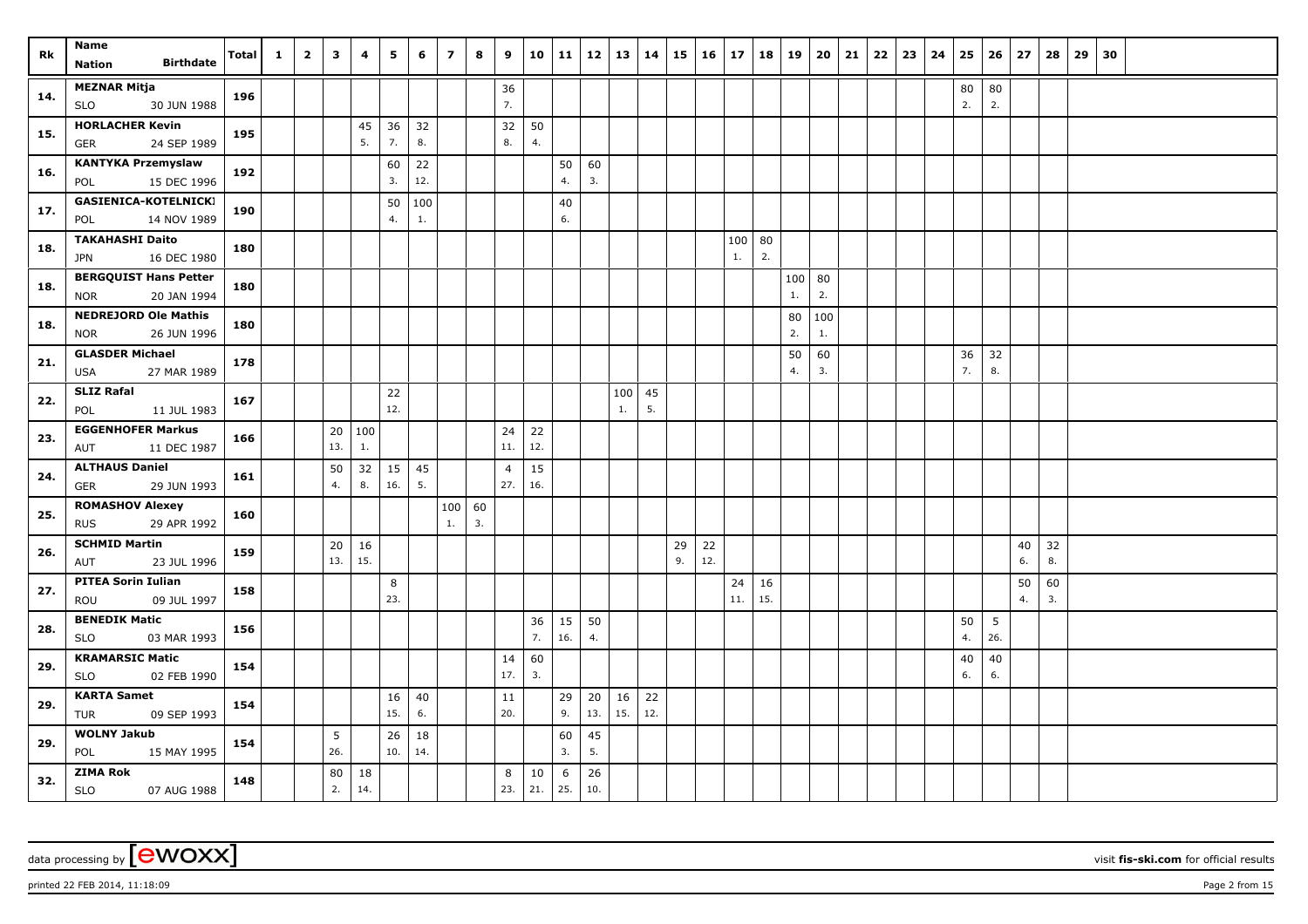| Rk | Name<br>Nation Birthdate | Total | 1 | 2 | 3 | 4 | 5 | 6 | 7 | 8 | 9 | 10 | 11 | 12 | 13 | 14 | 15 | 16 | 17 | 18 | 19 | 20 | 21 | 22 | 23 | 24 | 25 | 26 | 27 | 28 | 29 | 30 |
|---|---|---|---|---|---|---|---|---|---|---|---|---|---|---|---|---|---|---|---|---|---|---|---|---|---|---|---|---|---|---|---|---|
| 14. | MEZNAR Mitja<br>SLO 30 JUN 1988 | 196 | | | | | | | | | 36<br>7. | | | | | | | | | | | | | | | | 80<br>2. | 80<br>2. | | | | |
| 15. | HORLACHER Kevin<br>GER 24 SEP 1989 | 195 | | | | 45<br>5. | 36<br>7. | 32<br>8. | | | 32<br>8. | 50<br>4. | | | | | | | | | | | | | | | | | | | | |
| 16. | KANTYKA Przemyslaw<br>POL 15 DEC 1996 | 192 | | | | | 60<br>3. | 22<br>12. | | | | | 50<br>4. | 60<br>3. | | | | | | | | | | | | | | | | | | |
| 17. | GASIENICA-KOTELNICKI<br>POL 14 NOV 1989 | 190 | | | | | 50<br>4. | 100<br>1. | | | | | 40<br>6. | | | | | | | | | | | | | | | | | | | |
| 18. | TAKAHASHI Daito<br>JPN 16 DEC 1980 | 180 | | | | | | | | | | | | | | | | | 100<br>1. | 80<br>2. | | | | | | | | | | | | |
| 18. | BERGQUIST Hans Petter<br>NOR 20 JAN 1994 | 180 | | | | | | | | | | | | | | | | | | | 100<br>1. | 80<br>2. | | | | | | | | | | |
| 18. | NEDREJORD Ole Mathis<br>NOR 26 JUN 1996 | 180 | | | | | | | | | | | | | | | | | | | 80<br>2. | 100<br>1. | | | | | | | | | | |
| 21. | GLASDER Michael<br>USA 27 MAR 1989 | 178 | | | | | | | | | | | | | | | | | | | 50<br>4. | 60<br>3. | | | | | 36<br>7. | 32<br>8. | | | | |
| 22. | SLIZ Rafal<br>POL 11 JUL 1983 | 167 | | | | | 22<br>12. | | | | | | | | 100<br>1. | 45<br>5. | | | | | | | | | | | | | | | | |
| 23. | EGGENHOFER Markus<br>AUT 11 DEC 1987 | 166 | | | 20<br>13. | 100<br>1. | | | | | 24<br>11. | 22<br>12. | | | | | | | | | | | | | | | | | | | | |
| 24. | ALTHAUS Daniel<br>GER 29 JUN 1993 | 161 | | | 50<br>4. | 32<br>8. | 15<br>16. | 45<br>5. | | | 4<br>27. | 15<br>16. | | | | | | | | | | | | | | | | | | | | |
| 25. | ROMASHOV Alexey<br>RUS 29 APR 1992 | 160 | | | | | | | 100<br>1. | 60<br>3. | | | | | | | | | | | | | | | | | | | | | | |
| 26. | SCHMID Martin<br>AUT 23 JUL 1996 | 159 | | | 20<br>13. | 16<br>15. | | | | | | | | | | | 29<br>9. | 22<br>12. | | | | | | | | | | | 40<br>6. | 32<br>8. | | |
| 27. | PITEA Sorin Iulian<br>ROU 09 JUL 1997 | 158 | | | | | 8<br>23. | | | | | | | | | | | | 24<br>11. | 16<br>15. | | | | | | | | | 50<br>4. | 60<br>3. | | |
| 28. | BENEDIK Matic<br>SLO 03 MAR 1993 | 156 | | | | | | | | | | 36<br>7. | 15<br>16. | 50<br>4. | | | | | | | | | | | | | 50<br>4. | 5<br>26. | | | | |
| 29. | KRAMARSIC Matic<br>SLO 02 FEB 1990 | 154 | | | | | | | | | 14<br>17. | 60<br>3. | | | | | | | | | | | | | | | 40<br>6. | 40<br>6. | | | | |
| 29. | KARTA Samet<br>TUR 09 SEP 1993 | 154 | | | | | 16<br>15. | 40<br>6. | | | 11<br>20. | | 29<br>9. | 20<br>13. | 16<br>15. | 22<br>12. | | | | | | | | | | | | | | | | |
| 29. | WOLNY Jakub<br>POL 15 MAY 1995 | 154 | | | 5<br>26. | | 26<br>10. | 18<br>14. | | | | | 60<br>3. | 45<br>5. | | | | | | | | | | | | | | | | | | |
| 32. | ZIMA Rok<br>SLO 07 AUG 1988 | 148 | | | 80<br>2. | 18<br>14. | | | | | 8<br>23. | 10<br>21. | 6<br>25. | 26<br>10. | | | | | | | | | | | | | | | | | | |

data processing by [ewoxx] visit fis-ski.com for official results

printed 22 FEB 2014, 11:18:09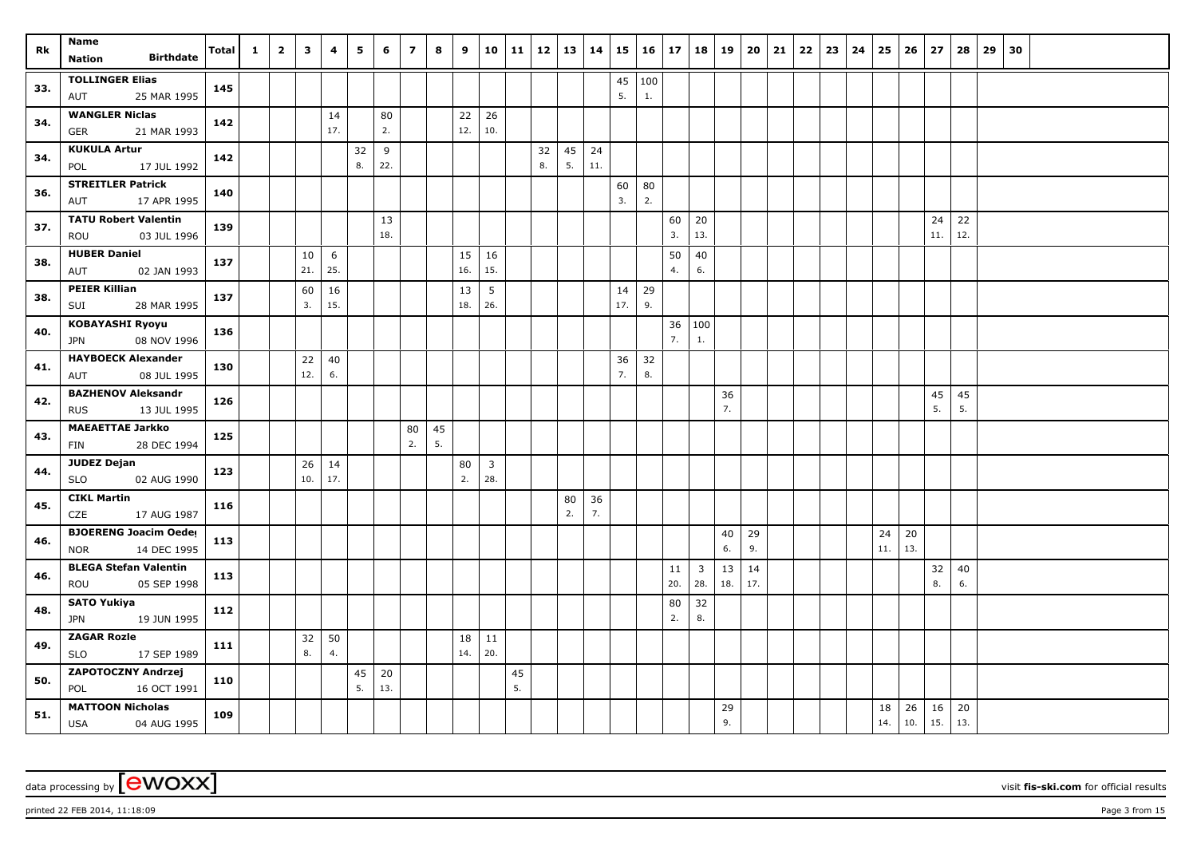| Rk | Name<br>Nation Birthdate | Total | 1 | 2 | 3 | 4 | 5 | 6 | 7 | 8 | 9 | 10 | 11 | 12 | 13 | 14 | 15 | 16 | 17 | 18 | 19 | 20 | 21 | 22 | 23 | 24 | 25 | 26 | 27 | 28 | 29 | 30 |
|---|---|---|---|---|---|---|---|---|---|---|---|---|---|---|---|---|---|---|---|---|---|---|---|---|---|---|---|---|---|---|---|---|
| 33. | TOLLINGER Elias<br>AUT 25 MAR 1995 | 145 | | | | | | | | | | | | | | | 45<br>5. | 100<br>1. | | | | | | | | | | | | | | |
| 34. | WANGLER Niclas<br>GER 21 MAR 1993 | 142 | | | | 14<br>17. | | 80<br>2. | | | 22<br>12. | 26<br>10. | | | | | | | | | | | | | | | | | | | | |
| 34. | KUKULA Artur<br>POL 17 JUL 1992 | 142 | | | | | 32<br>8. | 9<br>22. | | | | | | 32<br>8. | 45<br>5. | 24<br>11. | | | | | | | | | | | | | | | | |
| 36. | STREITLER Patrick<br>AUT 17 APR 1995 | 140 | | | | | | | | | | | | | | | 60<br>3. | 80<br>2. | | | | | | | | | | | | | | |
| 37. | TATU Robert Valentin<br>ROU 03 JUL 1996 | 139 | | | | | | 13<br>18. | | | | | | | | | | | 60<br>3. | 20<br>13. | | | | | | | | | 24<br>11. | 22<br>12. | | |
| 38. | HUBER Daniel<br>AUT 02 JAN 1993 | 137 | | | 10<br>21. | 6<br>25. | | | | | 15<br>16. | 16<br>15. | | | | | | | 50<br>4. | 40<br>6. | | | | | | | | | | | | |
| 38. | PEIER Killian<br>SUI 28 MAR 1995 | 137 | | | 60<br>3. | 16<br>15. | | | | | 13<br>18. | 5<br>26. | | | | | 14<br>17. | 29<br>9. | | | | | | | | | | | | | | |
| 40. | KOBAYASHI Ryoyu<br>JPN 08 NOV 1996 | 136 | | | | | | | | | | | | | | | | | 36<br>7. | 100<br>1. | | | | | | | | | | | | |
| 41. | HAYBOECK Alexander<br>AUT 08 JUL 1995 | 130 | | | 22<br>12. | 40<br>6. | | | | | | | | | | | 36<br>7. | 32<br>8. | | | | | | | | | | | | | | |
| 42. | BAZHENOV Aleksandr<br>RUS 13 JUL 1995 | 126 | | | | | | | | | | | | | | | | | | | 36<br>7. | | | | | | | | 45<br>5. | 45<br>5. | | |
| 43. | MAEAETTAE Jarkko<br>FIN 28 DEC 1994 | 125 | | | | | | | 80<br>2. | 45<br>5. | | | | | | | | | | | | | | | | | | | | | | |
| 44. | JUDEZ Dejan<br>SLO 02 AUG 1990 | 123 | | | 26<br>10. | 14<br>17. | | | | | 80<br>2. | 3<br>28. | | | | | | | | | | | | | | | | | | | | |
| 45. | CIKL Martin<br>CZE 17 AUG 1987 | 116 | | | | | | | | | | | | | 80<br>2. | 36<br>7. | | | | | | | | | | | | | | | | |
| 46. | BJOERENG Joacim Oedeg<br>NOR 14 DEC 1995 | 113 | | | | | | | | | | | | | | | | | | | 40<br>6. | 29<br>9. | | | | | 24<br>11. | 20<br>13. | | | | |
| 46. | BLEGA Stefan Valentin<br>ROU 05 SEP 1998 | 113 | | | | | | | | | | | | | | | | | 11<br>20. | 3<br>28. | 13<br>18. | 14<br>17. | | | | | | | 32<br>8. | 40<br>6. | | |
| 48. | SATO Yukiya<br>JPN 19 JUN 1995 | 112 | | | | | | | | | | | | | | | | | 80<br>2. | 32<br>8. | | | | | | | | | | | | |
| 49. | ZAGAR Rozle<br>SLO 17 SEP 1989 | 111 | | | 32<br>8. | 50<br>4. | | | | | 18<br>14. | 11<br>20. | | | | | | | | | | | | | | | | | | | | |
| 50. | ZAPOTOCZNY Andrzej<br>POL 16 OCT 1991 | 110 | | | | | 45<br>5. | 20<br>13. | | | | | 45<br>5. | | | | | | | | | | | | | | | | | | | |
| 51. | MATTOON Nicholas<br>USA 04 AUG 1995 | 109 | | | | | | | | | | | | | | | | | | | 29<br>9. | | | | | | 18<br>14. | 26<br>10. | 16<br>15. | 20<br>13. | | |

data processing by [ewoxx] visit fis-ski.com for official results

printed 22 FEB 2014, 11:18:09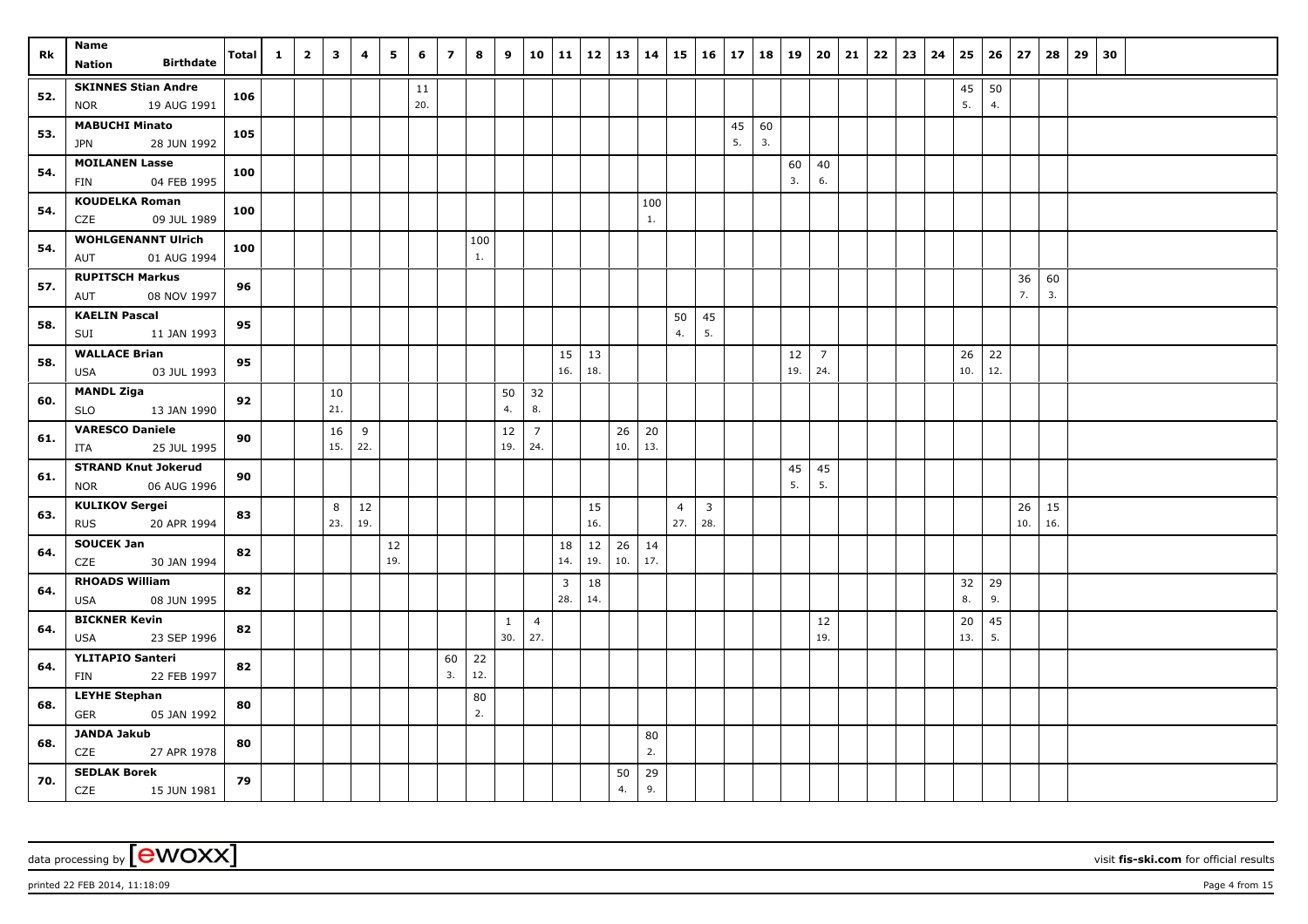| Rk | Name<br>Nation Birthdate | Total | 1 | 2 | 3 | 4 | 5 | 6 | 7 | 8 | 9 | 10 | 11 | 12 | 13 | 14 | 15 | 16 | 17 | 18 | 19 | 20 | 21 | 22 | 23 | 24 | 25 | 26 | 27 | 28 | 29 | 30 |
|---|---|---|---|---|---|---|---|---|---|---|---|---|---|---|---|---|---|---|---|---|---|---|---|---|---|---|---|---|---|---|---|---|
| 52. | **SKINNES Stian Andre**<br>NOR 19 AUG 1991 | **106** | | | | | | 11<br>20. | | | | | | | | | | | | | | | | | | | 45<br>5. | 50<br>4. | | | | |
| 53. | **MABUCHI Minato**<br>JPN 28 JUN 1992 | **105** | | | | | | | | | | | | | | | | | 45<br>5. | 60<br>3. | | | | | | | | | | | | |
| 54. | **MOILANEN Lasse**<br>FIN 04 FEB 1995 | **100** | | | | | | | | | | | | | | | | | | | 60<br>3. | 40<br>6. | | | | | | | | | | |
| 54. | **KOUDELKA Roman**<br>CZE 09 JUL 1989 | **100** | | | | | | | | | | | | | | 100<br>1. | | | | | | | | | | | | | | | | |
| 54. | **WOHLGENANNT Ulrich**<br>AUT 01 AUG 1994 | **100** | | | | | | | | 100<br>1. | | | | | | | | | | | | | | | | | | | | | | |
| 57. | **RUPITSCH Markus**<br>AUT 08 NOV 1997 | **96** | | | | | | | | | | | | | | | | | | | | | | | | | | | 36<br>7. | 60<br>3. | | |
| 58. | **KAELIN Pascal**<br>SUI 11 JAN 1993 | **95** | | | | | | | | | | | | | | | 50<br>4. | 45<br>5. | | | | | | | | | | | | | | |
| 58. | **WALLACE Brian**<br>USA 03 JUL 1993 | **95** | | | | | | | | | | | 15<br>16. | 13<br>18. | | | | | | | 12<br>19. | 7<br>24. | | | | | 26<br>10. | 22<br>12. | | | | |
| 60. | **MANDL Ziga**<br>SLO 13 JAN 1990 | **92** | | | 10<br>21. | | | | | | 50<br>4. | 32<br>8. | | | | | | | | | | | | | | | | | | | | |
| 61. | **VARESCO Daniele**<br>ITA 25 JUL 1995 | **90** | | | 16<br>15. | 9<br>22. | | | | | 12<br>19. | 7<br>24. | | | 26<br>10. | 20<br>13. | | | | | | | | | | | | | | | | |
| 61. | **STRAND Knut Jokerud**<br>NOR 06 AUG 1996 | **90** | | | | | | | | | | | | | | | | | | | 45<br>5. | 45<br>5. | | | | | | | | | | |
| 63. | **KULIKOV Sergei**<br>RUS 20 APR 1994 | **83** | | | 8<br>23. | 12<br>19. | | | | | | | | 15<br>16. | | | 4<br>27. | 3<br>28. | | | | | | | | | | | 26<br>10. | 15<br>16. | | |
| 64. | **SOUCEK Jan**<br>CZE 30 JAN 1994 | **82** | | | | | 12<br>19. | | | | | | 18<br>14. | 12<br>19. | 26<br>10. | 14<br>17. | | | | | | | | | | | | | | | | |
| 64. | **RHOADS William**<br>USA 08 JUN 1995 | **82** | | | | | | | | | | | 3<br>28. | 18<br>14. | | | | | | | | | | | | | 32<br>8. | 29<br>9. | | | | |
| 64. | **BICKNER Kevin**<br>USA 23 SEP 1996 | **82** | | | | | | | | | 1<br>30. | 4<br>27. | | | | | | | | | | 12<br>19. | | | | | 20<br>13. | 45<br>5. | | | | |
| 64. | **YLITAPIO Santeri**<br>FIN 22 FEB 1997 | **82** | | | | | | | 60<br>3. | 22<br>12. | | | | | | | | | | | | | | | | | | | | | | |
| 68. | **LEYHE Stephan**<br>GER 05 JAN 1992 | **80** | | | | | | | | 80<br>2. | | | | | | | | | | | | | | | | | | | | | | |
| 68. | **JANDA Jakub**<br>CZE 27 APR 1978 | **80** | | | | | | | | | | | | | | 80<br>2. | | | | | | | | | | | | | | | | |
| 70. | **SEDLAK Borek**<br>CZE 15 JUN 1981 | **79** | | | | | | | | | | | | | 50<br>4. | 29<br>9. | | | | | | | | | | | | | | | | |

data processing by [ewoxx] visit **fis-ski.com** for official results

printed 22 FEB 2014, 11:18:09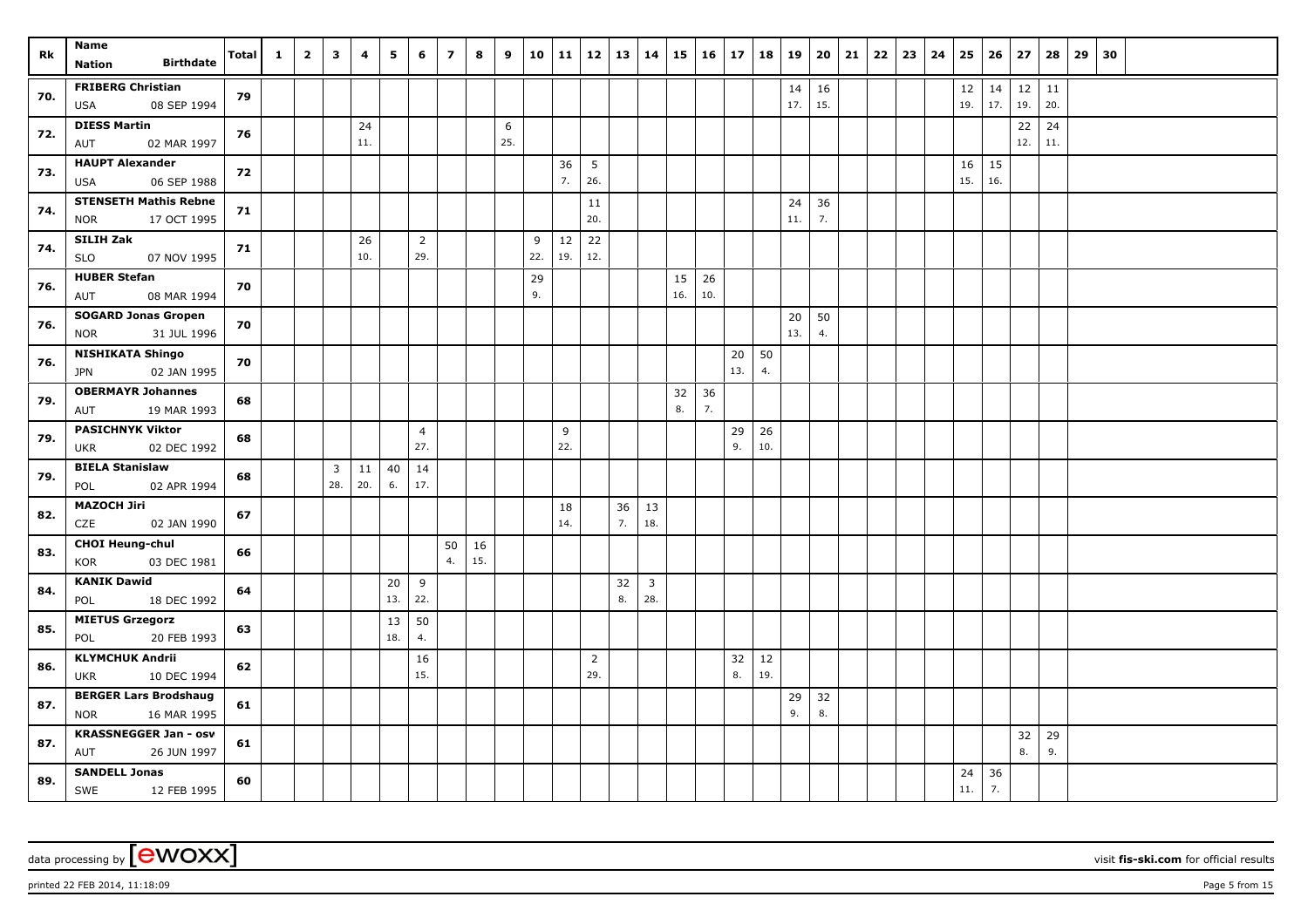| Rk | Name<br>Nation Birthdate | Total | 1 | 2 | 3 | 4 | 5 | 6 | 7 | 8 | 9 | 10 | 11 | 12 | 13 | 14 | 15 | 16 | 17 | 18 | 19 | 20 | 21 | 22 | 23 | 24 | 25 | 26 | 27 | 28 | 29 | 30 |
|---|---|---|---|---|---|---|---|---|---|---|---|---|---|---|---|---|---|---|---|---|---|---|---|---|---|---|---|---|---|---|---|---|
| 70. | **FRIBERG Christian**<br>USA 08 SEP 1994 | 79 | | | | | | | | | | | | | | | | | | | 14<br>17. | 16<br>15. | | | | | 12<br>19. | 14<br>17. | 12<br>19. | 11<br>20. | | |
| 72. | **DIESS Martin**<br>AUT 02 MAR 1997 | 76 | | | | 24<br>11. | | | | | 6<br>25. | | | | | | | | | | | | | | | | | | 22<br>12. | 24<br>11. | | |
| 73. | **HAUPT Alexander**<br>USA 06 SEP 1988 | 72 | | | | | | | | | | | 36<br>7. | 5<br>26. | | | | | | | | | | | | | 16<br>15. | 15<br>16. | | | | |
| 74. | **STENSETH Mathis Rebne**<br>NOR 17 OCT 1995 | 71 | | | | | | | | | | | | 11<br>20. | | | | | | | 24<br>11. | 36<br>7. | | | | | | | | | | |
| 74. | **SILIH Zak**<br>SLO 07 NOV 1995 | 71 | | | | 26<br>10. | | 2<br>29. | | | | 9<br>22. | 12<br>19. | 22<br>12. | | | | | | | | | | | | | | | | | | |
| 76. | **HUBER Stefan**<br>AUT 08 MAR 1994 | 70 | | | | | | | | | | 29<br>9. | | | | | 15<br>16. | 26<br>10. | | | | | | | | | | | | | | |
| 76. | **SOGARD Jonas Gropen**<br>NOR 31 JUL 1996 | 70 | | | | | | | | | | | | | | | | | | | 20<br>13. | 50<br>4. | | | | | | | | | | |
| 76. | **NISHIKATA Shingo**<br>JPN 02 JAN 1995 | 70 | | | | | | | | | | | | | | | | | 20<br>13. | 50<br>4. | | | | | | | | | | | | |
| 79. | **OBERMAYR Johannes**<br>AUT 19 MAR 1993 | 68 | | | | | | | | | | | | | | | 32<br>8. | 36<br>7. | | | | | | | | | | | | | | |
| 79. | **PASICHNYK Viktor**<br>UKR 02 DEC 1992 | 68 | | | | | | 4<br>27. | | | | | 9<br>22. | | | | | | 29<br>9. | 26<br>10. | | | | | | | | | | | | |
| 79. | **BIELA Stanislaw**<br>POL 02 APR 1994 | 68 | | | 3<br>28. | 11<br>20. | 40<br>6. | 14<br>17. | | | | | | | | | | | | | | | | | | | | | | | | |
| 82. | **MAZOCH Jiri**<br>CZE 02 JAN 1990 | 67 | | | | | | | | | | | 18<br>14. | | 36<br>7. | 13<br>18. | | | | | | | | | | | | | | | | |
| 83. | **CHOI Heung-chul**<br>KOR 03 DEC 1981 | 66 | | | | | | | 50<br>4. | 16<br>15. | | | | | | | | | | | | | | | | | | | | | | |
| 84. | **KANIK Dawid**<br>POL 18 DEC 1992 | 64 | | | | | 20<br>13. | 9<br>22. | | | | | | | 32<br>8. | 3<br>28. | | | | | | | | | | | | | | | | |
| 85. | **MIETUS Grzegorz**<br>POL 20 FEB 1993 | 63 | | | | | 13<br>18. | 50<br>4. | | | | | | | | | | | | | | | | | | | | | | | | |
| 86. | **KLYMCHUK Andrii**<br>UKR 10 DEC 1994 | 62 | | | | | | 16<br>15. | | | | | | 2<br>29. | | | | | 32<br>8. | 12<br>19. | | | | | | | | | | | | |
| 87. | **BERGER Lars Brodshaug**<br>NOR 16 MAR 1995 | 61 | | | | | | | | | | | | | | | | | | | 29<br>9. | 32<br>8. | | | | | | | | | | |
| 87. | **KRASSNEGGER Jan - osv**<br>AUT 26 JUN 1997 | 61 | | | | | | | | | | | | | | | | | | | | | | | | | | | 32<br>8. | 29<br>9. | | |
| 89. | **SANDELL Jonas**<br>SWE 12 FEB 1995 | 60 | | | | | | | | | | | | | | | | | | | | | | | | | 24<br>11. | 36<br>7. | | | | |

data processing by [ewoxx] visit **fis-ski.com** for official results

printed 22 FEB 2014, 11:18:09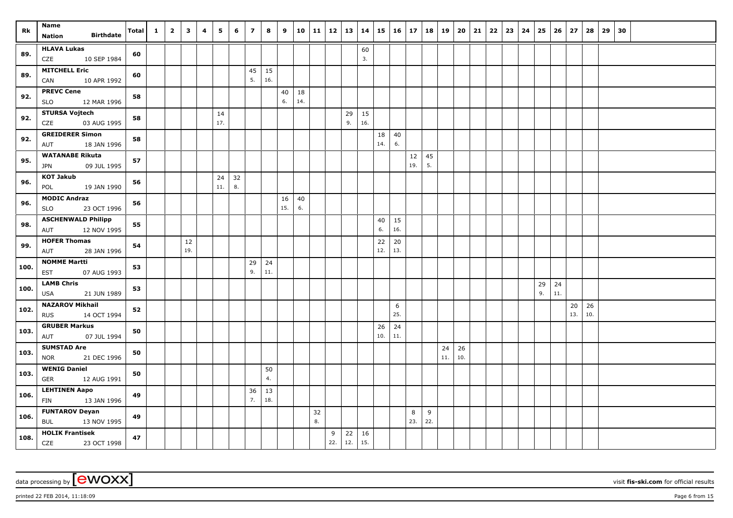| Rk | Name<br>Nation Birthdate | Total | 1 | 2 | 3 | 4 | 5 | 6 | 7 | 8 | 9 | 10 | 11 | 12 | 13 | 14 | 15 | 16 | 17 | 18 | 19 | 20 | 21 | 22 | 23 | 24 | 25 | 26 | 27 | 28 | 29 | 30 |
|---|---|---|---|---|---|---|---|---|---|---|---|---|---|---|---|---|---|---|---|---|---|---|---|---|---|---|---|---|---|---|---|---|
| 89. | **HLAVA Lukas**<br>CZE 10 SEP 1984 | 60 | | | | | | | | | | | | | | 60<br>3. | | | | | | | | | | | | | | | | |
| 89. | **MITCHELL Eric**<br>CAN 10 APR 1992 | 60 | | | | | | | 45<br>5. | 15<br>16. | | | | | | | | | | | | | | | | | | | | | | |
| 92. | **PREVC Cene**<br>SLO 12 MAR 1996 | 58 | | | | | | | | | 40<br>6. | 18<br>14. | | | | | | | | | | | | | | | | | | | | |
| 92. | **STURSA Vojtech**<br>CZE 03 AUG 1995 | 58 | | | | | 14<br>17. | | | | | | | | 29<br>9. | 15<br>16. | | | | | | | | | | | | | | | | |
| 92. | **GREIDERER Simon**<br>AUT 18 JAN 1996 | 58 | | | | | | | | | | | | | | | 18<br>14. | 40<br>6. | | | | | | | | | | | | | | |
| 95. | **WATANABE Rikuta**<br>JPN 09 JUL 1995 | 57 | | | | | | | | | | | | | | | | | 12<br>19. | 45<br>5. | | | | | | | | | | | | |
| 96. | **KOT Jakub**<br>POL 19 JAN 1990 | 56 | | | | | 24<br>11. | 32<br>8. | | | | | | | | | | | | | | | | | | | | | | | | |
| 96. | **MODIC Andraz**<br>SLO 23 OCT 1996 | 56 | | | | | | | | | 16<br>15. | 40<br>6. | | | | | | | | | | | | | | | | | | | | |
| 98. | **ASCHENWALD Philipp**<br>AUT 12 NOV 1995 | 55 | | | | | | | | | | | | | | | 40<br>6. | 15<br>16. | | | | | | | | | | | | | | |
| 99. | **HOFER Thomas**<br>AUT 28 JAN 1996 | 54 | | | 12<br>19. | | | | | | | | | | | | 22<br>12. | 20<br>13. | | | | | | | | | | | | | | |
| 100. | **NOMME Martti**<br>EST 07 AUG 1993 | 53 | | | | | | | 29<br>9. | 24<br>11. | | | | | | | | | | | | | | | | | | | | | | |
| 100. | **LAMB Chris**<br>USA 21 JUN 1989 | 53 | | | | | | | | | | | | | | | | | | | | | | | | | 29<br>9. | 24<br>11. | | | | |
| 102. | **NAZAROV Mikhail**<br>RUS 14 OCT 1994 | 52 | | | | | | | | | | | | | | | | 6<br>25. | | | | | | | | | | | 20<br>13. | 26<br>10. | | |
| 103. | **GRUBER Markus**<br>AUT 07 JUL 1994 | 50 | | | | | | | | | | | | | | | 26<br>10. | 24<br>11. | | | | | | | | | | | | | | |
| 103. | **SUMSTAD Are**<br>NOR 21 DEC 1996 | 50 | | | | | | | | | | | | | | | | | | | 24<br>11. | 26<br>10. | | | | | | | | | | |
| 103. | **WENIG Daniel**<br>GER 12 AUG 1991 | 50 | | | | | | | | 50<br>4. | | | | | | | | | | | | | | | | | | | | | | |
| 106. | **LEHTINEN Aapo**<br>FIN 13 JAN 1996 | 49 | | | | | | | 36<br>7. | 13<br>18. | | | | | | | | | | | | | | | | | | | | | | |
| 106. | **FUNTAROV Deyan**<br>BUL 13 NOV 1995 | 49 | | | | | | | | | | | 32<br>8. | | | | | | 8<br>23. | 9<br>22. | | | | | | | | | | | | |
| 108. | **HOLIK Frantisek**<br>CZE 23 OCT 1998 | 47 | | | | | | | | | | | | 9<br>22. | 22<br>12. | 16<br>15. | | | | | | | | | | | | | | | | |

data processing by [ewoxx] visit **fis-ski.com** for official results

printed 22 FEB 2014, 11:18:09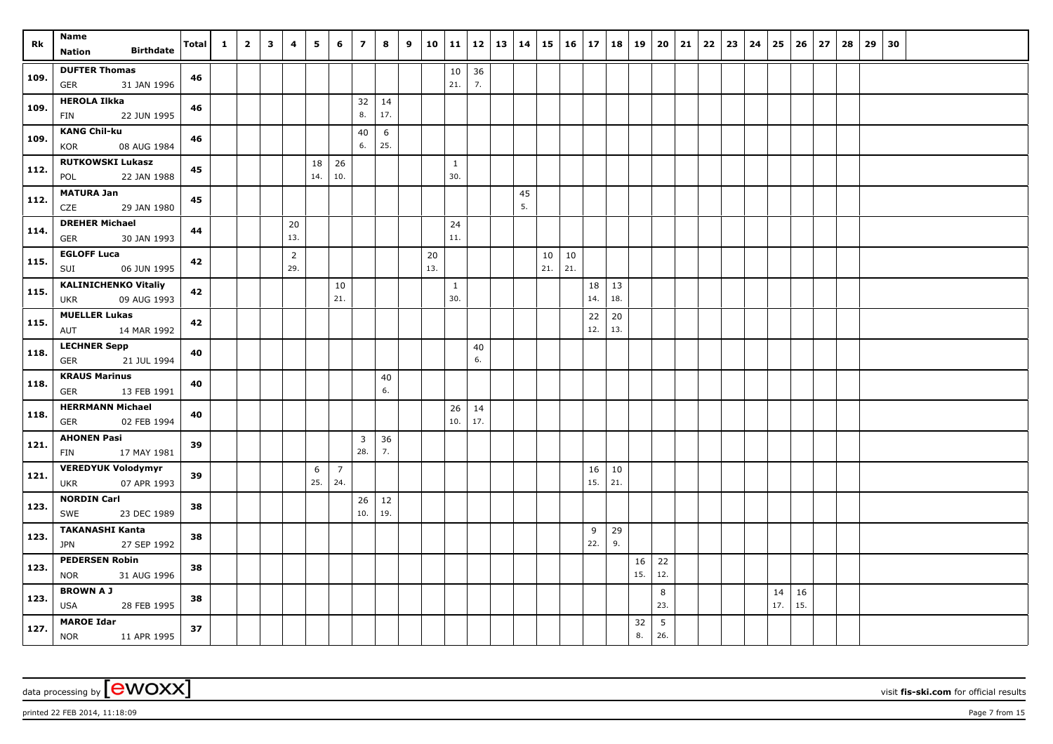| Rk | Name Nation Birthdate | Total | 1 | 2 | 3 | 4 | 5 | 6 | 7 | 8 | 9 | 10 | 11 | 12 | 13 | 14 | 15 | 16 | 17 | 18 | 19 | 20 | 21 | 22 | 23 | 24 | 25 | 26 | 27 | 28 | 29 | 30 |
|---|---|---|---|---|---|---|---|---|---|---|---|---|---|---|---|---|---|---|---|---|---|---|---|---|---|---|---|---|---|---|---|---|
| 109. | DUFTER Thomas GER 31 JAN 1996 | 46 | | | | | | | | | | | 10 21. | 36 7. | | | | | | | | | | | | | | | | | | |
| 109. | HEROLA Ilkka FIN 22 JUN 1995 | 46 | | | | | | | 32 8. | 14 17. | | | | | | | | | | | | | | | | | | | | | | |
| 109. | KANG Chil-ku KOR 08 AUG 1984 | 46 | | | | | | | 40 6. | 6 25. | | | | | | | | | | | | | | | | | | | | | | |
| 112. | RUTKOWSKI Lukasz POL 22 JAN 1988 | 45 | | | | | 18 14. | 26 10. | | | | | 1 30. | | | | | | | | | | | | | | | | | | | |
| 112. | MATURA Jan CZE 29 JAN 1980 | 45 | | | | | | | | | | | | | | 45 5. | | | | | | | | | | | | | | | | |
| 114. | DREHER Michael GER 30 JAN 1993 | 44 | | | | 20 13. | | | | | | | 24 11. | | | | | | | | | | | | | | | | | | | |
| 115. | EGLOFF Luca SUI 06 JUN 1995 | 42 | | | | 2 29. | | | | | | 20 13. | | | | | 10 21. | 10 21. | | | | | | | | | | | | | | |
| 115. | KALINICHENKO Vitaliy UKR 09 AUG 1993 | 42 | | | | | | 10 21. | | | | | 1 30. | | | | | | 18 14. | 13 18. | | | | | | | | | | | | |
| 115. | MUELLER Lukas AUT 14 MAR 1992 | 42 | | | | | | | | | | | | | | | | | 22 12. | 20 13. | | | | | | | | | | | | |
| 118. | LECHNER Sepp GER 21 JUL 1994 | 40 | | | | | | | | | | | | 40 6. | | | | | | | | | | | | | | | | | | |
| 118. | KRAUS Marinus GER 13 FEB 1991 | 40 | | | | | | | | 40 6. | | | | | | | | | | | | | | | | | | | | | | |
| 118. | HERRMANN Michael GER 02 FEB 1994 | 40 | | | | | | | | | | | 26 10. | 14 17. | | | | | | | | | | | | | | | | | | |
| 121. | AHONEN Pasi FIN 17 MAY 1981 | 39 | | | | | | | 3 28. | 36 7. | | | | | | | | | | | | | | | | | | | | | | |
| 121. | VEREDYUK Volodymyr UKR 07 APR 1993 | 39 | | | | | 6 25. | 7 24. | | | | | | | | | | | 16 15. | 10 21. | | | | | | | | | | | | |
| 123. | NORDIN Carl SWE 23 DEC 1989 | 38 | | | | | | | 26 10. | 12 19. | | | | | | | | | | | | | | | | | | | | | | |
| 123. | TAKANASHI Kanta JPN 27 SEP 1992 | 38 | | | | | | | | | | | | | | | | | 9 22. | 29 9. | | | | | | | | | | | | |
| 123. | PEDERSEN Robin NOR 31 AUG 1996 | 38 | | | | | | | | | | | | | | | | | | | 16 15. | 22 12. | | | | | | | | | | |
| 123. | BROWN A J USA 28 FEB 1995 | 38 | | | | | | | | | | | | | | | | | | | | 8 23. | | | | | 14 17. | 16 15. | | | | |
| 127. | MAROE Idar NOR 11 APR 1995 | 37 | | | | | | | | | | | | | | | | | | | 32 8. | 5 26. | | | | | | | | | | |

data processing by [ewoxx] — visit fis-ski.com for official results

printed 22 FEB 2014, 11:18:09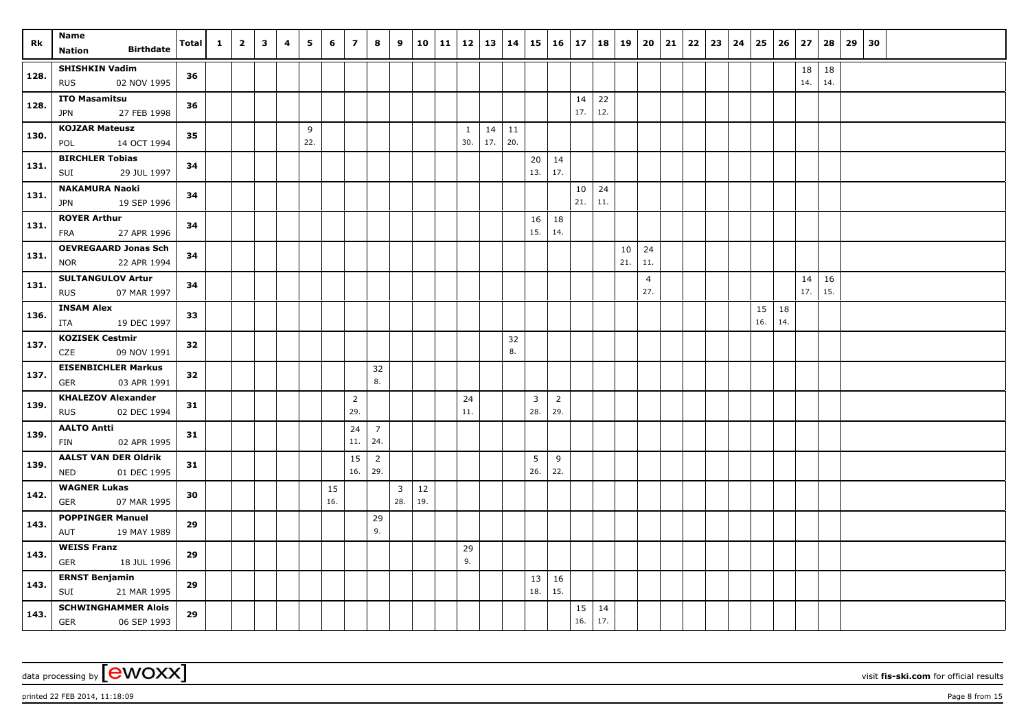| Rk | Name<br>Nation Birthdate | Total | 1 | 2 | 3 | 4 | 5 | 6 | 7 | 8 | 9 | 10 | 11 | 12 | 13 | 14 | 15 | 16 | 17 | 18 | 19 | 20 | 21 | 22 | 23 | 24 | 25 | 26 | 27 | 28 | 29 | 30 |
|---|---|---|---|---|---|---|---|---|---|---|---|---|---|---|---|---|---|---|---|---|---|---|---|---|---|---|---|---|---|---|---|---|
| 128. | SHISHKIN Vadim<br>RUS 02 NOV 1995 | 36 | | | | | | | | | | | | | | | | | | | | | | | | | | | 18<br>14. | 18<br>14. | | |
| 128. | ITO Masamitsu<br>JPN 27 FEB 1998 | 36 | | | | | | | | | | | | | | | | | 14<br>17. | 22<br>12. | | | | | | | | | | | | |
| 130. | KOJZAR Mateusz<br>POL 14 OCT 1994 | 35 | | | | | 9<br>22. | | | | | | | 1<br>30. | 14<br>17. | 11<br>20. | | | | | | | | | | | | | | | | |
| 131. | BIRCHLER Tobias<br>SUI 29 JUL 1997 | 34 | | | | | | | | | | | | | | | 20<br>13. | 14<br>17. | | | | | | | | | | | | | | |
| 131. | NAKAMURA Naoki<br>JPN 19 SEP 1996 | 34 | | | | | | | | | | | | | | | | | 10<br>21. | 24<br>11. | | | | | | | | | | | | |
| 131. | ROYER Arthur<br>FRA 27 APR 1996 | 34 | | | | | | | | | | | | | | | 16<br>15. | 18<br>14. | | | | | | | | | | | | | | |
| 131. | OEVREGAARD Jonas Sch<br>NOR 22 APR 1994 | 34 | | | | | | | | | | | | | | | | | | | 10<br>21. | 24<br>11. | | | | | | | | | | |
| 131. | SULTANGULOV Artur<br>RUS 07 MAR 1997 | 34 | | | | | | | | | | | | | | | | | | | | 4<br>27. | | | | | | | 14<br>17. | 16<br>15. | | |
| 136. | INSAM Alex<br>ITA 19 DEC 1997 | 33 | | | | | | | | | | | | | | | | | | | | | | | | | 15<br>16. | 18<br>14. | | | | |
| 137. | KOZISEK Cestmir<br>CZE 09 NOV 1991 | 32 | | | | | | | | | | | | | | 32<br>8. | | | | | | | | | | | | | | | | |
| 137. | EISENBICHLER Markus<br>GER 03 APR 1991 | 32 | | | | | | | | 32<br>8. | | | | | | | | | | | | | | | | | | | | | | |
| 139. | KHALEZOV Alexander<br>RUS 02 DEC 1994 | 31 | | | | | | | 2<br>29. | | | | | 24<br>11. | | | 3<br>28. | 2<br>29. | | | | | | | | | | | | | | |
| 139. | AALTO Antti<br>FIN 02 APR 1995 | 31 | | | | | | | 24<br>11. | 7<br>24. | | | | | | | | | | | | | | | | | | | | | | |
| 139. | AALST VAN DER Oldrik<br>NED 01 DEC 1995 | 31 | | | | | | | 15<br>16. | 2<br>29. | | | | | | | 5<br>26. | 9<br>22. | | | | | | | | | | | | | | |
| 142. | WAGNER Lukas<br>GER 07 MAR 1995 | 30 | | | | | | 15<br>16. | | | 3<br>28. | 12<br>19. | | | | | | | | | | | | | | | | | | | | |
| 143. | POPPINGER Manuel<br>AUT 19 MAY 1989 | 29 | | | | | | | | 29<br>9. | | | | | | | | | | | | | | | | | | | | | | |
| 143. | WEISS Franz<br>GER 18 JUL 1996 | 29 | | | | | | | | | | | | 29<br>9. | | | | | | | | | | | | | | | | | | |
| 143. | ERNST Benjamin<br>SUI 21 MAR 1995 | 29 | | | | | | | | | | | | | | | 13<br>18. | 16<br>15. | | | | | | | | | | | | | | |
| 143. | SCHWINGHAMMER Alois<br>GER 06 SEP 1993 | 29 | | | | | | | | | | | | | | | | | 15<br>16. | 14<br>17. | | | | | | | | | | | | |

data processing by [ewoxx] visit fis-ski.com for official results

printed 22 FEB 2014, 11:18:09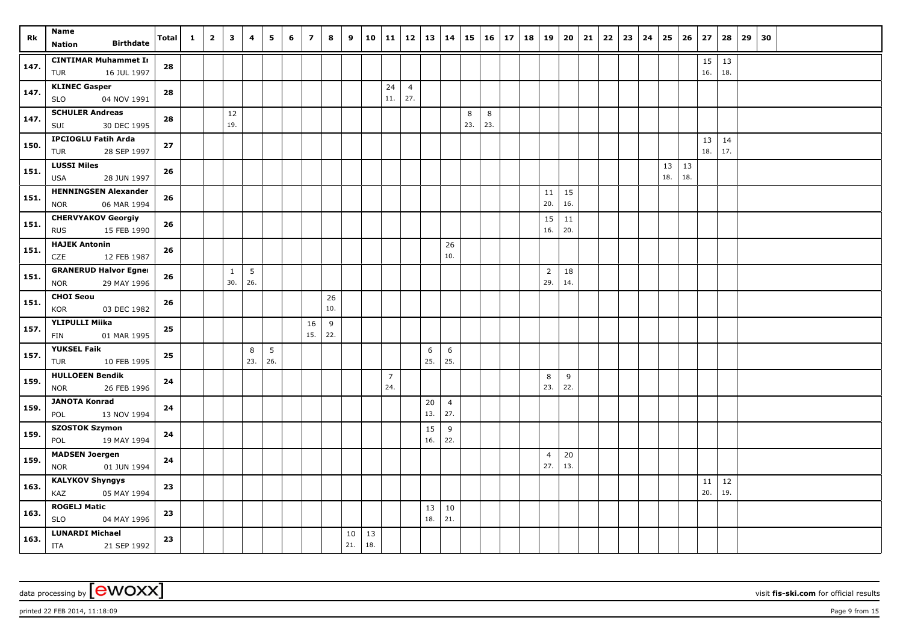| Rk | Name<br>Nation Birthdate | Total | 1 | 2 | 3 | 4 | 5 | 6 | 7 | 8 | 9 | 10 | 11 | 12 | 13 | 14 | 15 | 16 | 17 | 18 | 19 | 20 | 21 | 22 | 23 | 24 | 25 | 26 | 27 | 28 | 29 | 30 |
|---|---|---|---|---|---|---|---|---|---|---|---|---|---|---|---|---|---|---|---|---|---|---|---|---|---|---|---|---|---|---|---|---|
| 147. | **CINTIMAR Muhammet I**<br>TUR 16 JUL 1997 | 28 | | | | | | | | | | | | | | | | | | | | | | | | | | | 15<br>16. | 13<br>18. | | |
| 147. | **KLINEC Gasper**<br>SLO 04 NOV 1991 | 28 | | | | | | | | | | | 24<br>11. | 4<br>27. | | | | | | | | | | | | | | | | | | |
| 147. | **SCHULER Andreas**<br>SUI 30 DEC 1995 | 28 | | | 12<br>19. | | | | | | | | | | | | 8<br>23. | 8<br>23. | | | | | | | | | | | | | | |
| 150. | **IPCIOGLU Fatih Arda**<br>TUR 28 SEP 1997 | 27 | | | | | | | | | | | | | | | | | | | | | | | | | | | 13<br>18. | 14<br>17. | | |
| 151. | **LUSSI Miles**<br>USA 28 JUN 1997 | 26 | | | | | | | | | | | | | | | | | | | | | | | | | 13<br>18. | 13<br>18. | | | | |
| 151. | **HENNINGSEN Alexander**<br>NOR 06 MAR 1994 | 26 | | | | | | | | | | | | | | | | | | | 11<br>20. | 15<br>16. | | | | | | | | | | |
| 151. | **CHERVYAKOV Georgiy**<br>RUS 15 FEB 1990 | 26 | | | | | | | | | | | | | | | | | | | 15<br>16. | 11<br>20. | | | | | | | | | | |
| 151. | **HAJEK Antonin**<br>CZE 12 FEB 1987 | 26 | | | | | | | | | | | | | | 26<br>10. | | | | | | | | | | | | | | | | |
| 151. | **GRANERUD Halvor Egner**<br>NOR 29 MAY 1996 | 26 | | | 1<br>30. | 5<br>26. | | | | | | | | | | | | | | | 2<br>29. | 18<br>14. | | | | | | | | | | |
| 151. | **CHOI Seou**<br>KOR 03 DEC 1982 | 26 | | | | | | | | 26<br>10. | | | | | | | | | | | | | | | | | | | | | | |
| 157. | **YLIPULLI Miika**<br>FIN 01 MAR 1995 | 25 | | | | | | | 16<br>15. | 9<br>22. | | | | | | | | | | | | | | | | | | | | | | |
| 157. | **YUKSEL Faik**<br>TUR 10 FEB 1995 | 25 | | | | 8<br>23. | 5<br>26. | | | | | | | | 6<br>25. | 6<br>25. | | | | | | | | | | | | | | | | |
| 159. | **HULLOEEN Bendik**<br>NOR 26 FEB 1996 | 24 | | | | | | | | | | | 7<br>24. | | | | | | | | 8<br>23. | 9<br>22. | | | | | | | | | | |
| 159. | **JANOTA Konrad**<br>POL 13 NOV 1994 | 24 | | | | | | | | | | | | | 20<br>13. | 4<br>27. | | | | | | | | | | | | | | | | |
| 159. | **SZOSTOK Szymon**<br>POL 19 MAY 1994 | 24 | | | | | | | | | | | | | 15<br>16. | 9<br>22. | | | | | | | | | | | | | | | | |
| 159. | **MADSEN Joergen**<br>NOR 01 JUN 1994 | 24 | | | | | | | | | | | | | | | | | | | 4<br>27. | 20<br>13. | | | | | | | | | | |
| 163. | **KALYKOV Shyngys**<br>KAZ 05 MAY 1994 | 23 | | | | | | | | | | | | | | | | | | | | | | | | | | | 11<br>20. | 12<br>19. | | |
| 163. | **ROGELJ Matic**<br>SLO 04 MAY 1996 | 23 | | | | | | | | | | | | | 13<br>18. | 10<br>21. | | | | | | | | | | | | | | | | |
| 163. | **LUNARDI Michael**<br>ITA 21 SEP 1992 | 23 | | | | | | | | | 10<br>21. | 13<br>18. | | | | | | | | | | | | | | | | | | | | |

data processing by [ewoxx] visit **fis-ski.com** for official results

printed 22 FEB 2014, 11:18:09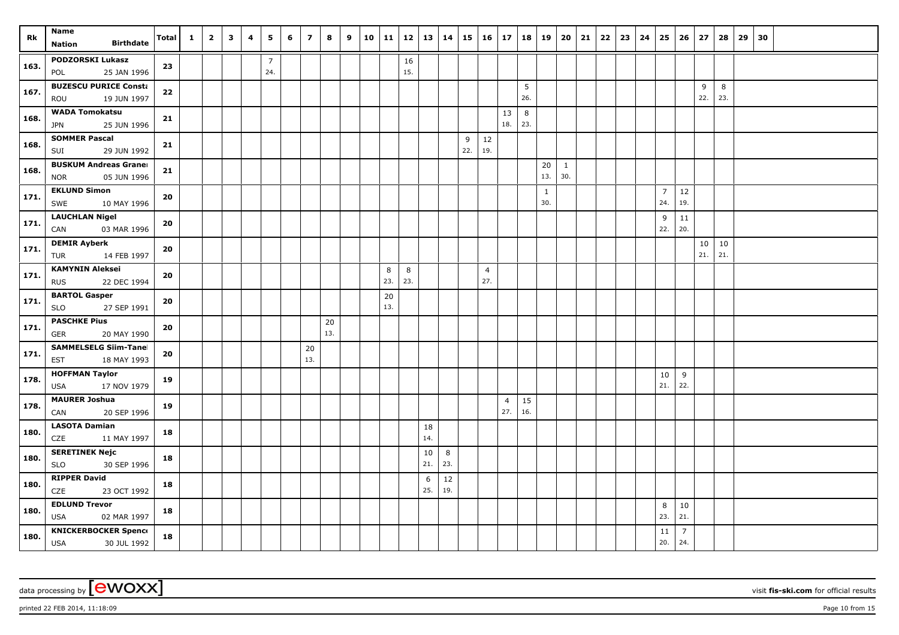| Rk | Name<br>Nation Birthdate | Total | 1 | 2 | 3 | 4 | 5 | 6 | 7 | 8 | 9 | 10 | 11 | 12 | 13 | 14 | 15 | 16 | 17 | 18 | 19 | 20 | 21 | 22 | 23 | 24 | 25 | 26 | 27 | 28 | 29 | 30 |
|---|---|---|---|---|---|---|---|---|---|---|---|---|---|---|---|---|---|---|---|---|---|---|---|---|---|---|---|---|---|---|---|---|
| 163. | PODZORSKI Lukasz<br>POL 25 JAN 1996 | 23 | | | | | 7<br>24. | | | | | | | 16<br>15. | | | | | | | | | | | | | | | | | | |
| 167. | BUZESCU PURICE Consta<br>ROU 19 JUN 1997 | 22 | | | | | | | | | | | | | | | | | | 5<br>26. | | | | | | | | | 9<br>22. | 8<br>23. | | |
| 168. | WADA Tomokatsu<br>JPN 25 JUN 1996 | 21 | | | | | | | | | | | | | | | | | 13<br>18. | 8<br>23. | | | | | | | | | | | | |
| 168. | SOMMER Pascal<br>SUI 29 JUN 1992 | 21 | | | | | | | | | | | | | | | 9<br>22. | 12<br>19. | | | | | | | | | | | | | | |
| 168. | BUSKUM Andreas Granei<br>NOR 05 JUN 1996 | 21 | | | | | | | | | | | | | | | | | | | 20<br>13. | 1<br>30. | | | | | | | | | | |
| 171. | EKLUND Simon<br>SWE 10 MAY 1996 | 20 | | | | | | | | | | | | | | | | | | | 1<br>30. | | | | | | 7<br>24. | 12<br>19. | | | | |
| 171. | LAUCHLAN Nigel<br>CAN 03 MAR 1996 | 20 | | | | | | | | | | | | | | | | | | | | | | | | | 9<br>22. | 11<br>20. | | | | |
| 171. | DEMIR Ayberk<br>TUR 14 FEB 1997 | 20 | | | | | | | | | | | | | | | | | | | | | | | | | | | 10<br>21. | 10<br>21. | | |
| 171. | KAMYNIN Aleksei<br>RUS 22 DEC 1994 | 20 | | | | | | | | | | | 8<br>23. | 8<br>23. | | | | 4<br>27. | | | | | | | | | | | | | | |
| 171. | BARTOL Gasper<br>SLO 27 SEP 1991 | 20 | | | | | | | | | | | 20<br>13. | | | | | | | | | | | | | | | | | | | |
| 171. | PASCHKE Pius<br>GER 20 MAY 1990 | 20 | | | | | | | | 20<br>13. | | | | | | | | | | | | | | | | | | | | | | |
| 171. | SAMMELSELG Siim-Tanel<br>EST 18 MAY 1993 | 20 | | | | | | | 20<br>13. | | | | | | | | | | | | | | | | | | | | | | | |
| 178. | HOFFMAN Taylor<br>USA 17 NOV 1979 | 19 | | | | | | | | | | | | | | | | | | | | | | | | | 10<br>21. | 9<br>22. | | | | |
| 178. | MAURER Joshua<br>CAN 20 SEP 1996 | 19 | | | | | | | | | | | | | | | | | 4<br>27. | 15<br>16. | | | | | | | | | | | | |
| 180. | LASOTA Damian<br>CZE 11 MAY 1997 | 18 | | | | | | | | | | | | | 18<br>14. | | | | | | | | | | | | | | | | | |
| 180. | SERETINEK Nejc<br>SLO 30 SEP 1996 | 18 | | | | | | | | | | | | | 10<br>21. | 8<br>23. | | | | | | | | | | | | | | | | |
| 180. | RIPPER David<br>CZE 23 OCT 1992 | 18 | | | | | | | | | | | | | 6<br>25. | 12<br>19. | | | | | | | | | | | | | | | | |
| 180. | EDLUND Trevor<br>USA 02 MAR 1997 | 18 | | | | | | | | | | | | | | | | | | | | | | | | | 8<br>23. | 10<br>21. | | | | |
| 180. | KNICKERBOCKER Spence<br>USA 30 JUL 1992 | 18 | | | | | | | | | | | | | | | | | | | | | | | | | 11<br>20. | 7<br>24. | | | | |

data processing by [ewoxx] visit fis-ski.com for official results

printed 22 FEB 2014, 11:18:09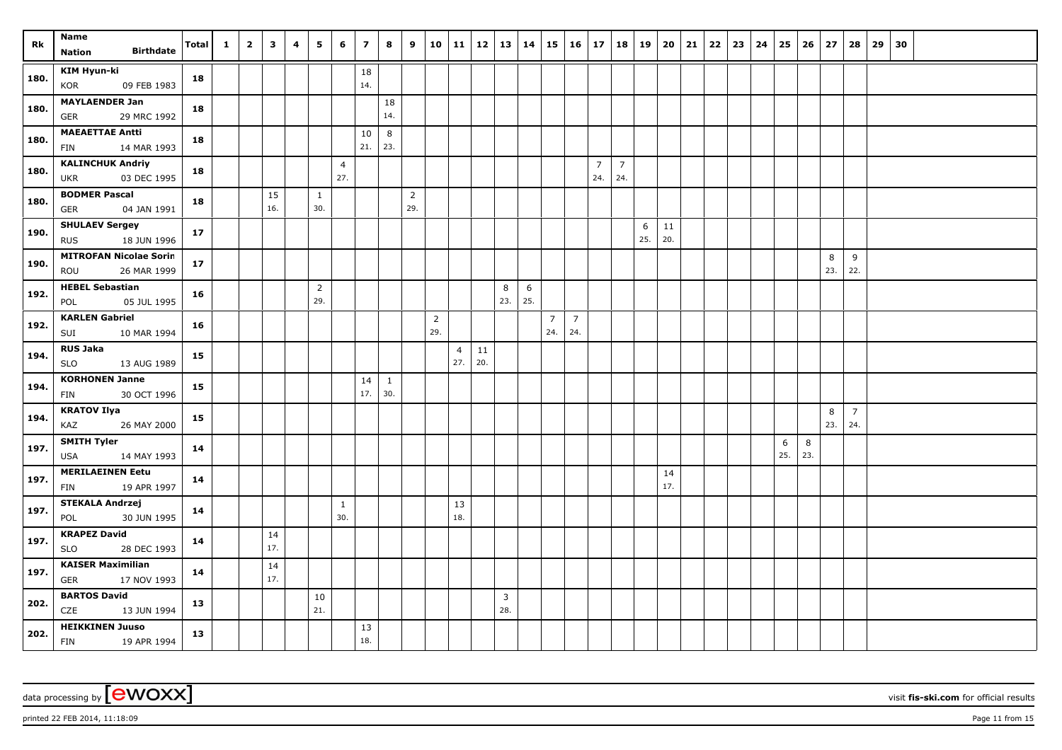| Rk | Name<br>Nation Birthdate | Total | 1 | 2 | 3 | 4 | 5 | 6 | 7 | 8 | 9 | 10 | 11 | 12 | 13 | 14 | 15 | 16 | 17 | 18 | 19 | 20 | 21 | 22 | 23 | 24 | 25 | 26 | 27 | 28 | 29 | 30 |
|---|---|---|---|---|---|---|---|---|---|---|---|---|---|---|---|---|---|---|---|---|---|---|---|---|---|---|---|---|---|---|---|---|
| 180. | KIM Hyun-ki<br>KOR 09 FEB 1983 | 18 | | | | | | | 18<br>14. | | | | | | | | | | | | | | | | | | | | | | | |
| 180. | MAYLAENDER Jan<br>GER 29 MRC 1992 | 18 | | | | | | | | 18<br>14. | | | | | | | | | | | | | | | | | | | | | | |
| 180. | MAEAETTAE Antti<br>FIN 14 MAR 1993 | 18 | | | | | | | 10<br>21. | 8<br>23. | | | | | | | | | | | | | | | | | | | | | | |
| 180. | KALINCHUK Andriy<br>UKR 03 DEC 1995 | 18 | | | | | | 4<br>27. | | | | | | | | | | | 7<br>24. | 7<br>24. | | | | | | | | | | | | |
| 180. | BODMER Pascal<br>GER 04 JAN 1991 | 18 | | | 15<br>16. | | 1<br>30. | | | | 2<br>29. | | | | | | | | | | | | | | | | | | | | | |
| 190. | SHULAEV Sergey<br>RUS 18 JUN 1996 | 17 | | | | | | | | | | | | | | | | | | | 6<br>25. | 11<br>20. | | | | | | | | | | |
| 190. | MITROFAN Nicolae Sorin<br>ROU 26 MAR 1999 | 17 | | | | | | | | | | | | | | | | | | | | | | | | | | | 8<br>23. | 9<br>22. | | |
| 192. | HEBEL Sebastian<br>POL 05 JUL 1995 | 16 | | | | | 2<br>29. | | | | | | | | 8<br>23. | 6<br>25. | | | | | | | | | | | | | | | | |
| 192. | KARLEN Gabriel<br>SUI 10 MAR 1994 | 16 | | | | | | | | | | 2<br>29. | | | | | 7<br>24. | 7<br>24. | | | | | | | | | | | | | | |
| 194. | RUS Jaka<br>SLO 13 AUG 1989 | 15 | | | | | | | | | | | 4<br>27. | 11<br>20. | | | | | | | | | | | | | | | | | | |
| 194. | KORHONEN Janne<br>FIN 30 OCT 1996 | 15 | | | | | | | 14<br>17. | 1<br>30. | | | | | | | | | | | | | | | | | | | | | | |
| 194. | KRATOV Ilya<br>KAZ 26 MAY 2000 | 15 | | | | | | | | | | | | | | | | | | | | | | | | | | | 8<br>23. | 7<br>24. | | |
| 197. | SMITH Tyler<br>USA 14 MAY 1993 | 14 | | | | | | | | | | | | | | | | | | | | | | | | | 6<br>25. | 8<br>23. | | | | |
| 197. | MERILAEINEN Eetu<br>FIN 19 APR 1997 | 14 | | | | | | | | | | | | | | | | | | | | 14<br>17. | | | | | | | | | | |
| 197. | STEKALA Andrzej<br>POL 30 JUN 1995 | 14 | | | | | | 1<br>30. | | | | | 13<br>18. | | | | | | | | | | | | | | | | | | | |
| 197. | KRAPEZ David<br>SLO 28 DEC 1993 | 14 | | | 14<br>17. | | | | | | | | | | | | | | | | | | | | | | | | | | | |
| 197. | KAISER Maximilian<br>GER 17 NOV 1993 | 14 | | | 14<br>17. | | | | | | | | | | | | | | | | | | | | | | | | | | | |
| 202. | BARTOS David<br>CZE 13 JUN 1994 | 13 | | | | | 10<br>21. | | | | | | | | 3<br>28. | | | | | | | | | | | | | | | | | |
| 202. | HEIKKINEN Juuso<br>FIN 19 APR 1994 | 13 | | | | | | | 13<br>18. | | | | | | | | | | | | | | | | | | | | | | | |

data processing by [ewoxx] visit fis-ski.com for official results

printed 22 FEB 2014, 11:18:09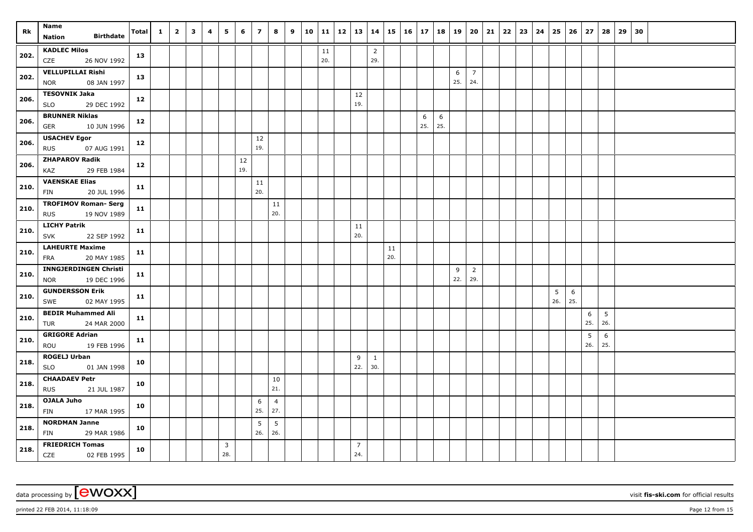| Rk | Name<br>Nation Birthdate | Total | 1 | 2 | 3 | 4 | 5 | 6 | 7 | 8 | 9 | 10 | 11 | 12 | 13 | 14 | 15 | 16 | 17 | 18 | 19 | 20 | 21 | 22 | 23 | 24 | 25 | 26 | 27 | 28 | 29 | 30 |
|---|---|---|---|---|---|---|---|---|---|---|---|---|---|---|---|---|---|---|---|---|---|---|---|---|---|---|---|---|---|---|---|---|
| 202. | KADLEC Milos<br>CZE 26 NOV 1992 | 13 | | | | | | | | | | | 11<br>20. | | | 2<br>29. | | | | | | | | | | | | | | | | |
| 202. | VELLUPILLAI Rishi<br>NOR 08 JAN 1997 | 13 | | | | | | | | | | | | | | | | | | | 6<br>25. | 7<br>24. | | | | | | | | | | |
| 206. | TESOVNIK Jaka<br>SLO 29 DEC 1992 | 12 | | | | | | | | | | | | | 12<br>19. | | | | | | | | | | | | | | | | | |
| 206. | BRUNNER Niklas<br>GER 10 JUN 1996 | 12 | | | | | | | | | | | | | | | | | 6<br>25. | 6<br>25. | | | | | | | | | | | | |
| 206. | USACHEV Egor<br>RUS 07 AUG 1991 | 12 | | | | | | | 12<br>19. | | | | | | | | | | | | | | | | | | | | | | | |
| 206. | ZHAPAROV Radik<br>KAZ 29 FEB 1984 | 12 | | | | | | 12<br>19. | | | | | | | | | | | | | | | | | | | | | | | | |
| 210. | VAENSKAE Elias<br>FIN 20 JUL 1996 | 11 | | | | | | | 11<br>20. | | | | | | | | | | | | | | | | | | | | | | | |
| 210. | TROFIMOV Roman- Serg<br>RUS 19 NOV 1989 | 11 | | | | | | | | 11<br>20. | | | | | | | | | | | | | | | | | | | | | | |
| 210. | LICHY Patrik<br>SVK 22 SEP 1992 | 11 | | | | | | | | | | | | | 11<br>20. | | | | | | | | | | | | | | | | | |
| 210. | LAHEURTE Maxime<br>FRA 20 MAY 1985 | 11 | | | | | | | | | | | | | | | 11<br>20. | | | | | | | | | | | | | | | |
| 210. | INNGJERDINGEN Christi<br>NOR 19 DEC 1996 | 11 | | | | | | | | | | | | | | | | | | | 9<br>22. | 2<br>29. | | | | | | | | | | |
| 210. | GUNDERSSON Erik<br>SWE 02 MAY 1995 | 11 | | | | | | | | | | | | | | | | | | | | | | | | | 5<br>26. | 6<br>25. | | | | |
| 210. | BEDIR Muhammed Ali<br>TUR 24 MAR 2000 | 11 | | | | | | | | | | | | | | | | | | | | | | | | | | | 6<br>25. | 5<br>26. | | |
| 210. | GRIGORE Adrian<br>ROU 19 FEB 1996 | 11 | | | | | | | | | | | | | | | | | | | | | | | | | | | 5<br>26. | 6<br>25. | | |
| 218. | ROGELJ Urban<br>SLO 01 JAN 1998 | 10 | | | | | | | | | | | | | 9<br>22. | 1<br>30. | | | | | | | | | | | | | | | | |
| 218. | CHAADAEV Petr<br>RUS 21 JUL 1987 | 10 | | | | | | | | 10<br>21. | | | | | | | | | | | | | | | | | | | | | | |
| 218. | OJALA Juho<br>FIN 17 MAR 1995 | 10 | | | | | | | 6<br>25. | 4<br>27. | | | | | | | | | | | | | | | | | | | | | | |
| 218. | NORDMAN Janne<br>FIN 29 MAR 1986 | 10 | | | | | | | 5<br>26. | 5<br>26. | | | | | | | | | | | | | | | | | | | | | | |
| 218. | FRIEDRICH Tomas<br>CZE 02 FEB 1995 | 10 | | | | | 3<br>28. | | | | | | | | 7<br>24. | | | | | | | | | | | | | | | | | |

data processing by [ewoxx] visit fis-ski.com for official results

printed 22 FEB 2014, 11:18:09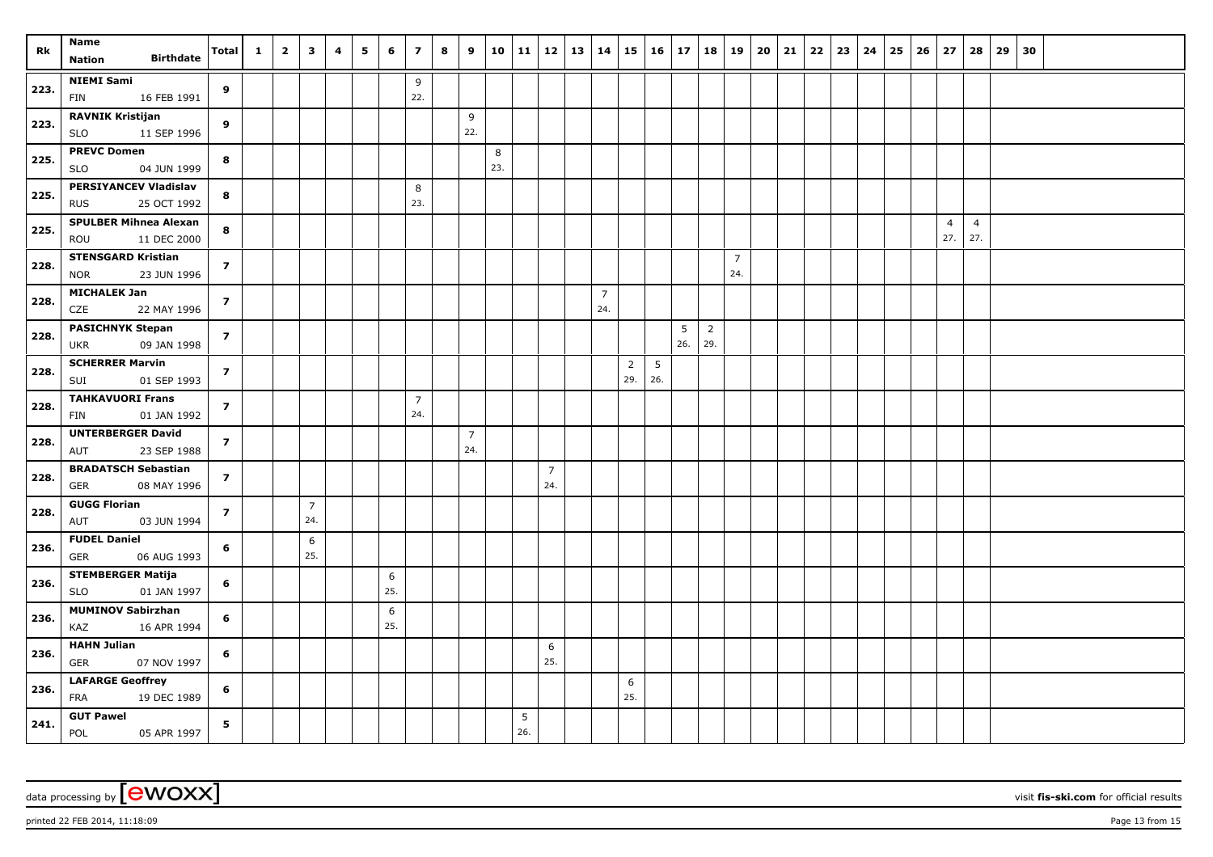| Rk | Name<br>Nation Birthdate | Total | 1 | 2 | 3 | 4 | 5 | 6 | 7 | 8 | 9 | 10 | 11 | 12 | 13 | 14 | 15 | 16 | 17 | 18 | 19 | 20 | 21 | 22 | 23 | 24 | 25 | 26 | 27 | 28 | 29 | 30 |
|---|---|---|---|---|---|---|---|---|---|---|---|---|---|---|---|---|---|---|---|---|---|---|---|---|---|---|---|---|---|---|---|---|
| 223. | **NIEMI Sami**<br>FIN 16 FEB 1991 | 9 | | | | | | | 9<br>22. | | | | | | | | | | | | | | | | | | | | | | | |
| 223. | **RAVNIK Kristijan**<br>SLO 11 SEP 1996 | 9 | | | | | | | | | 9<br>22. | | | | | | | | | | | | | | | | | | | | | |
| 225. | **PREVC Domen**<br>SLO 04 JUN 1999 | 8 | | | | | | | | | | 8<br>23. | | | | | | | | | | | | | | | | | | | | |
| 225. | **PERSIYANCEV Vladislav**<br>RUS 25 OCT 1992 | 8 | | | | | | | 8<br>23. | | | | | | | | | | | | | | | | | | | | | | | |
| 225. | **SPULBER Mihnea Alexan**<br>ROU 11 DEC 2000 | 8 | | | | | | | | | | | | | | | | | | | | | | | | | | | 4<br>27. | 4<br>27. | | |
| 228. | **STENSGARD Kristian**<br>NOR 23 JUN 1996 | 7 | | | | | | | | | | | | | | | | | | | 7<br>24. | | | | | | | | | | | |
| 228. | **MICHALEK Jan**<br>CZE 22 MAY 1996 | 7 | | | | | | | | | | | | | | 7<br>24. | | | | | | | | | | | | | | | | |
| 228. | **PASICHNYK Stepan**<br>UKR 09 JAN 1998 | 7 | | | | | | | | | | | | | | | | | 5<br>26. | 2<br>29. | | | | | | | | | | | | |
| 228. | **SCHERRER Marvin**<br>SUI 01 SEP 1993 | 7 | | | | | | | | | | | | | | | 2<br>29. | 5<br>26. | | | | | | | | | | | | | | |
| 228. | **TAHKAVUORI Frans**<br>FIN 01 JAN 1992 | 7 | | | | | | | 7<br>24. | | | | | | | | | | | | | | | | | | | | | | | |
| 228. | **UNTERBERGER David**<br>AUT 23 SEP 1988 | 7 | | | | | | | | | 7<br>24. | | | | | | | | | | | | | | | | | | | | | |
| 228. | **BRADATSCH Sebastian**<br>GER 08 MAY 1996 | 7 | | | | | | | | | | | | 7<br>24. | | | | | | | | | | | | | | | | | | |
| 228. | **GUGG Florian**<br>AUT 03 JUN 1994 | 7 | | | 7<br>24. | | | | | | | | | | | | | | | | | | | | | | | | | | | |
| 236. | **FUDEL Daniel**<br>GER 06 AUG 1993 | 6 | | | 6<br>25. | | | | | | | | | | | | | | | | | | | | | | | | | | | |
| 236. | **STEMBERGER Matija**<br>SLO 01 JAN 1997 | 6 | | | | | | 6<br>25. | | | | | | | | | | | | | | | | | | | | | | | | |
| 236. | **MUMINOV Sabirzhan**<br>KAZ 16 APR 1994 | 6 | | | | | | 6<br>25. | | | | | | | | | | | | | | | | | | | | | | | | |
| 236. | **HAHN Julian**<br>GER 07 NOV 1997 | 6 | | | | | | | | | | | | 6<br>25. | | | | | | | | | | | | | | | | | | |
| 236. | **LAFARGE Geoffrey**<br>FRA 19 DEC 1989 | 6 | | | | | | | | | | | | | | | 6<br>25. | | | | | | | | | | | | | | | |
| 241. | **GUT Pawel**<br>POL 05 APR 1997 | 5 | | | | | | | | | | | 5<br>26. | | | | | | | | | | | | | | | | | | | |

data processing by [ewoxx] visit **fis-ski.com** for official results

printed 22 FEB 2014, 11:18:09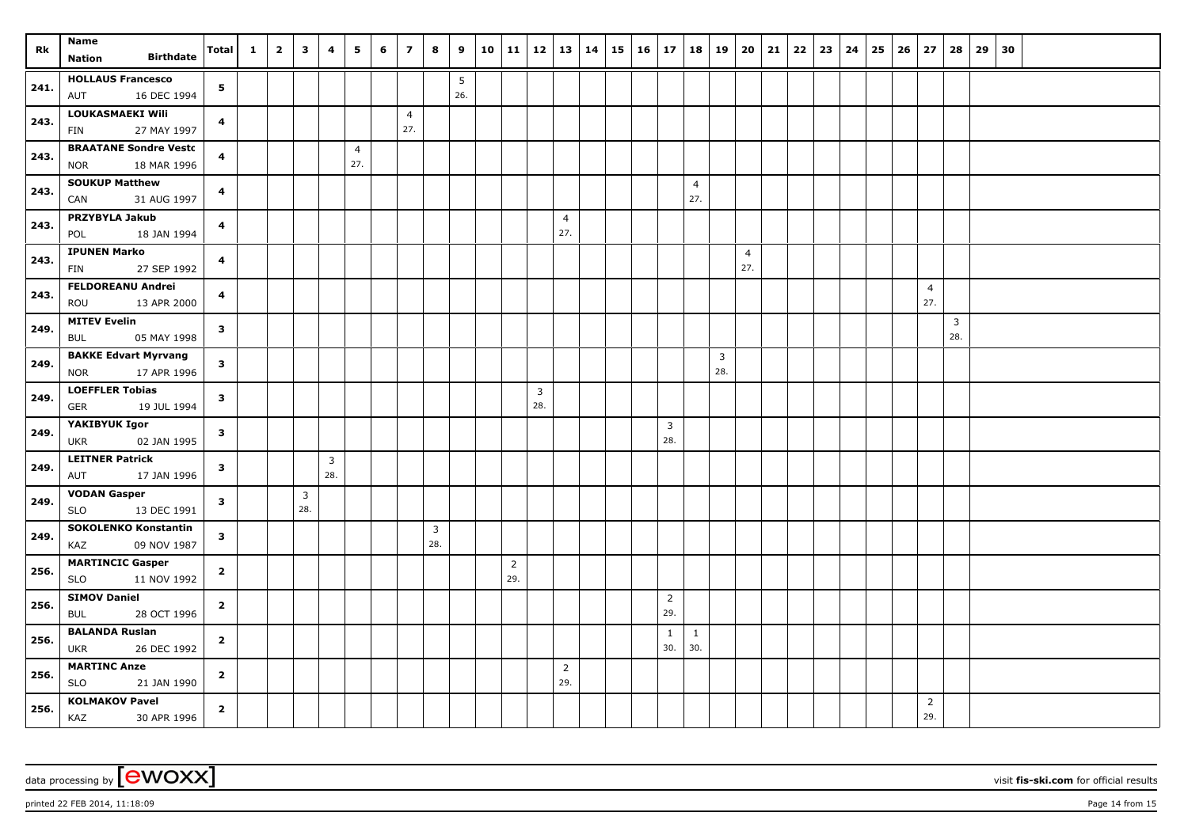| Rk | Name<br>Nation Birthdate | Total | 1 | 2 | 3 | 4 | 5 | 6 | 7 | 8 | 9 | 10 | 11 | 12 | 13 | 14 | 15 | 16 | 17 | 18 | 19 | 20 | 21 | 22 | 23 | 24 | 25 | 26 | 27 | 28 | 29 | 30 |
|---|---|---|---|---|---|---|---|---|---|---|---|---|---|---|---|---|---|---|---|---|---|---|---|---|---|---|---|---|---|---|---|---|
| 241. | **HOLLAUS Francesco**<br>AUT 16 DEC 1994 | **5** | | | | | | | | | 5<br>26. | | | | | | | | | | | | | | | | | | | | | |
| 243. | **LOUKASMAEKI Wili**<br>FIN 27 MAY 1997 | **4** | | | | | | | 4<br>27. | | | | | | | | | | | | | | | | | | | | | | | |
| 243. | **BRAATANE Sondre Vestc**<br>NOR 18 MAR 1996 | **4** | | | | | 4<br>27. | | | | | | | | | | | | | | | | | | | | | | | | | |
| 243. | **SOUKUP Matthew**<br>CAN 31 AUG 1997 | **4** | | | | | | | | | | | | | | | | | | 4<br>27. | | | | | | | | | | | | |
| 243. | **PRZYBYLA Jakub**<br>POL 18 JAN 1994 | **4** | | | | | | | | | | | | | 4<br>27. | | | | | | | | | | | | | | | | | |
| 243. | **IPUNEN Marko**<br>FIN 27 SEP 1992 | **4** | | | | | | | | | | | | | | | | | | | | 4<br>27. | | | | | | | | | | |
| 243. | **FELDOREANU Andrei**<br>ROU 13 APR 2000 | **4** | | | | | | | | | | | | | | | | | | | | | | | | | | | 4<br>27. | | | |
| 249. | **MITEV Evelin**<br>BUL 05 MAY 1998 | **3** | | | | | | | | | | | | | | | | | | | | | | | | | | | | 3<br>28. | | |
| 249. | **BAKKE Edvart Myrvang**<br>NOR 17 APR 1996 | **3** | | | | | | | | | | | | | | | | | | | 3<br>28. | | | | | | | | | | | |
| 249. | **LOEFFLER Tobias**<br>GER 19 JUL 1994 | **3** | | | | | | | | | | | | 3<br>28. | | | | | | | | | | | | | | | | | | |
| 249. | **YAKIBYUK Igor**<br>UKR 02 JAN 1995 | **3** | | | | | | | | | | | | | | | | | 3<br>28. | | | | | | | | | | | | | |
| 249. | **LEITNER Patrick**<br>AUT 17 JAN 1996 | **3** | | | | 3<br>28. | | | | | | | | | | | | | | | | | | | | | | | | | | |
| 249. | **VODAN Gasper**<br>SLO 13 DEC 1991 | **3** | | | 3<br>28. | | | | | | | | | | | | | | | | | | | | | | | | | | | |
| 249. | **SOKOLENKO Konstantin**<br>KAZ 09 NOV 1987 | **3** | | | | | | | | 3<br>28. | | | | | | | | | | | | | | | | | | | | | | |
| 256. | **MARTINCIC Gasper**<br>SLO 11 NOV 1992 | **2** | | | | | | | | | | | 2<br>29. | | | | | | | | | | | | | | | | | | | |
| 256. | **SIMOV Daniel**<br>BUL 28 OCT 1996 | **2** | | | | | | | | | | | | | | | | | 2<br>29. | | | | | | | | | | | | | |
| 256. | **BALANDA Ruslan**<br>UKR 26 DEC 1992 | **2** | | | | | | | | | | | | | | | | | 1<br>30. | 1<br>30. | | | | | | | | | | | | |
| 256. | **MARTINC Anze**<br>SLO 21 JAN 1990 | **2** | | | | | | | | | | | | | 2<br>29. | | | | | | | | | | | | | | | | | |
| 256. | **KOLMAKOV Pavel**<br>KAZ 30 APR 1996 | **2** | | | | | | | | | | | | | | | | | | | | | | | | | | | 2<br>29. | | | |

data processing by [ewoxx] visit fis-ski.com for official results

printed 22 FEB 2014, 11:18:09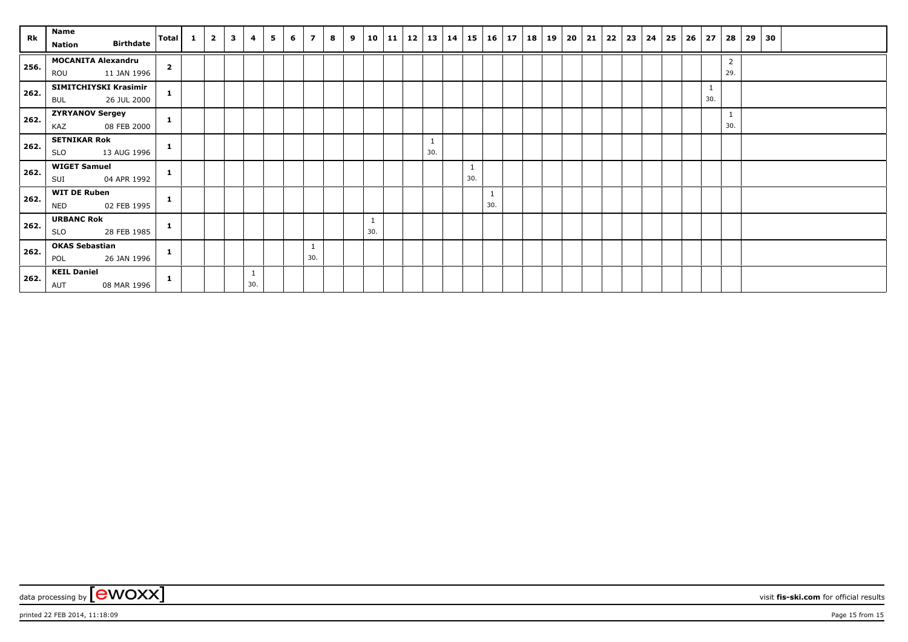| Rk | Name | Nation | Birthdate | Total | 1 | 2 | 3 | 4 | 5 | 6 | 7 | 8 | 9 | 10 | 11 | 12 | 13 | 14 | 15 | 16 | 17 | 18 | 19 | 20 | 21 | 22 | 23 | 24 | 25 | 26 | 27 | 28 | 29 | 30 |
|---|---|---|---|---|---|---|---|---|---|---|---|---|---|---|---|---|---|---|---|---|---|---|---|---|---|---|---|---|---|---|---|---|---|---|
| 256. | MOCANITA Alexandru | ROU | 11 JAN 1996 | 2 | | | | | | | | | | | | | | | | | | | | | | | | | | | | 2 29. | | |
| 262. | SIMITCHIYSKI Krasimir | BUL | 26 JUL 2000 | 1 | | | | | | | | | | | | | | | | | | | | | | | | | | | 1 30. | | | |
| 262. | ZYRYANOV Sergey | KAZ | 08 FEB 2000 | 1 | | | | | | | | | | | | | | | | | | | | | | | | | | | | 1 30. | | |
| 262. | SETNIKAR Rok | SLO | 13 AUG 1996 | 1 | | | | | | | | | | | | | 1 30. | | | | | | | | | | | | | | | | | |
| 262. | WIGET Samuel | SUI | 04 APR 1992 | 1 | | | | | | | | | | | | | | | 1 30. | | | | | | | | | | | | | | | |
| 262. | WIT DE Ruben | NED | 02 FEB 1995 | 1 | | | | | | | | | | | | | | | | 1 30. | | | | | | | | | | | | | | |
| 262. | URBANC Rok | SLO | 28 FEB 1985 | 1 | | | | | | | | | | 1 30. | | | | | | | | | | | | | | | | | | | | |
| 262. | OKAS Sebastian | POL | 26 JAN 1996 | 1 | | | | | | | 1 30. | | | | | | | | | | | | | | | | | | | | | | | |
| 262. | KEIL Daniel | AUT | 08 MAR 1996 | 1 | | | | 1 30. | | | | | | | | | | | | | | | | | | | | | | | | | | |